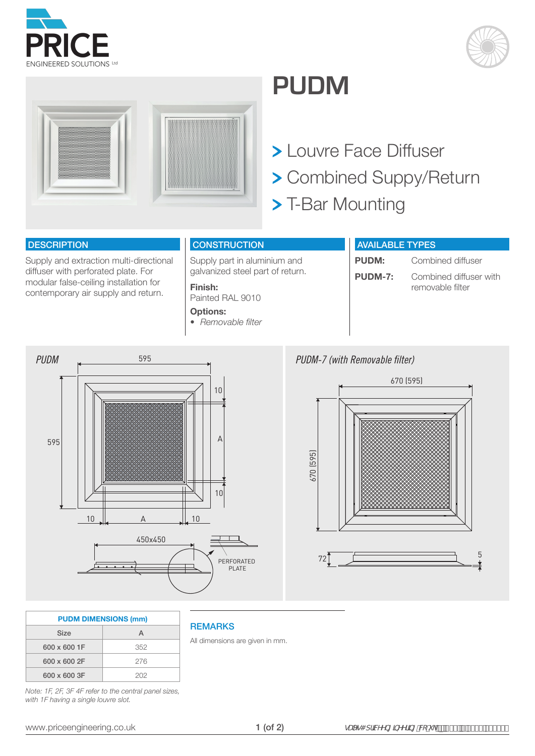PRICE
ENGINEERED SOLUTIONS Ltd

# PUDM

- > Louvre Face Diffuser
- > Combined Suppy/Return
- > T-Bar Mounting

## DESCRIPTION

Supply and extraction multi-directional diffuser with perforated plate. For modular false-ceiling installation for contemporary air supply and return.

## CONSTRUCTION

Supply part in aluminium and galvanized steel part of return.

**Finish:**
Painted RAL 9010

**Options:**
- *Removable filter*

## AVAILABLE TYPES

**PUDM:** Combined diffuser

**PUDM-7:** Combined diffuser with removable filter

*PUDM*

595, 595, 10, A, 10, 10, A, 10, 450x450, PERFORATED PLATE

*PUDM-7 (with Removable filter)*

670 (595), 670 (595), 72, 5

| PUDM DIMENSIONS (mm) | |
|---|---|
| Size | A |
| 600 x 600 1F | 352 |
| 600 x 600 2F | 276 |
| 600 x 600 3F | 202 |

*Note: 1F, 2F, 3F 4F refer to the central panel sizes, with 1F having a single louvre slot.*

## REMARKS

All dimensions are given in mm.

www.priceengineering.co.uk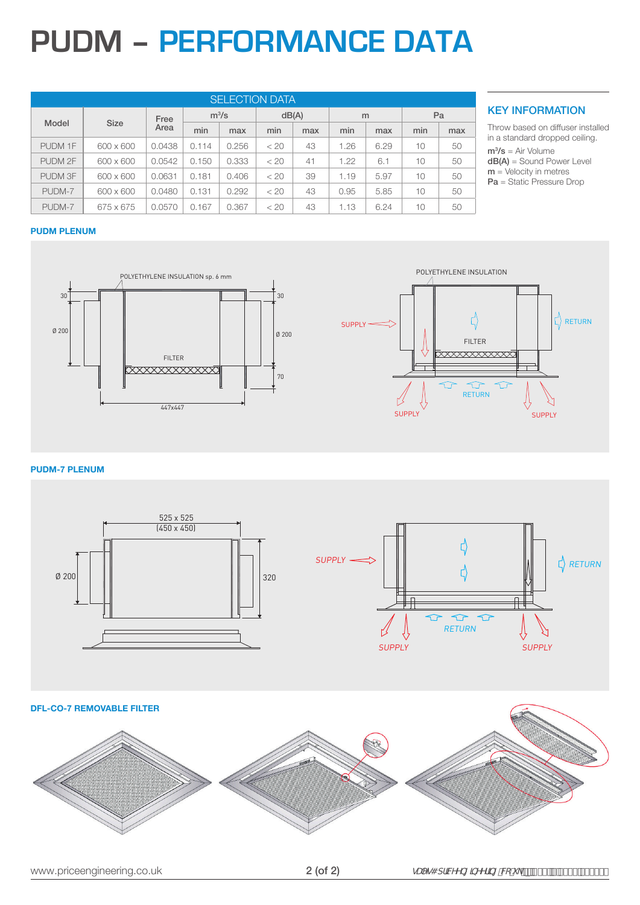# PUDM – PERFORMANCE DATA

| SELECTION DATA | | | | | | | | | | |
|---|---|---|---|---|---|---|---|---|---|---|
| Model | Size | Free Area | $m^3/s$ | | dB(A) | | m | | Pa | |
| | | | min | max | min | max | min | max | min | max |
| PUDM 1F | 600 x 600 | 0.0438 | 0.114 | 0.256 | < 20 | 43 | 1.26 | 6.29 | 10 | 50 |
| PUDM 2F | 600 x 600 | 0.0542 | 0.150 | 0.333 | < 20 | 41 | 1.22 | 6.1 | 10 | 50 |
| PUDM 3F | 600 x 600 | 0.0631 | 0.181 | 0.406 | < 20 | 39 | 1.19 | 5.97 | 10 | 50 |
| PUDM-7 | 600 x 600 | 0.0480 | 0.131 | 0.292 | < 20 | 43 | 0.95 | 5.85 | 10 | 50 |
| PUDM-7 | 675 x 675 | 0.0570 | 0.167 | 0.367 | < 20 | 43 | 1.13 | 6.24 | 10 | 50 |

## KEY INFORMATION

Throw based on diffuser installed in a standard dropped ceiling.

**$m^3/s$** = Air Volume
**dB(A)** = Sound Power Level
**m** = Velocity in metres
**Pa** = Static Pressure Drop

### PUDM PLENUM

POLYETHYLENE INSULATION sp. 6 mm
30
Ø 200
30
Ø 200
FILTER
70
447x447

POLYETHYLENE INSULATION
SUPPLY
FILTER
RETURN
RETURN
SUPPLY
SUPPLY

### PUDM-7 PLENUM

525 x 525
(450 x 450)
Ø 200
320

SUPPLY
RETURN
RETURN
SUPPLY
SUPPLY

### DFL-CO-7 REMOVABLE FILTER